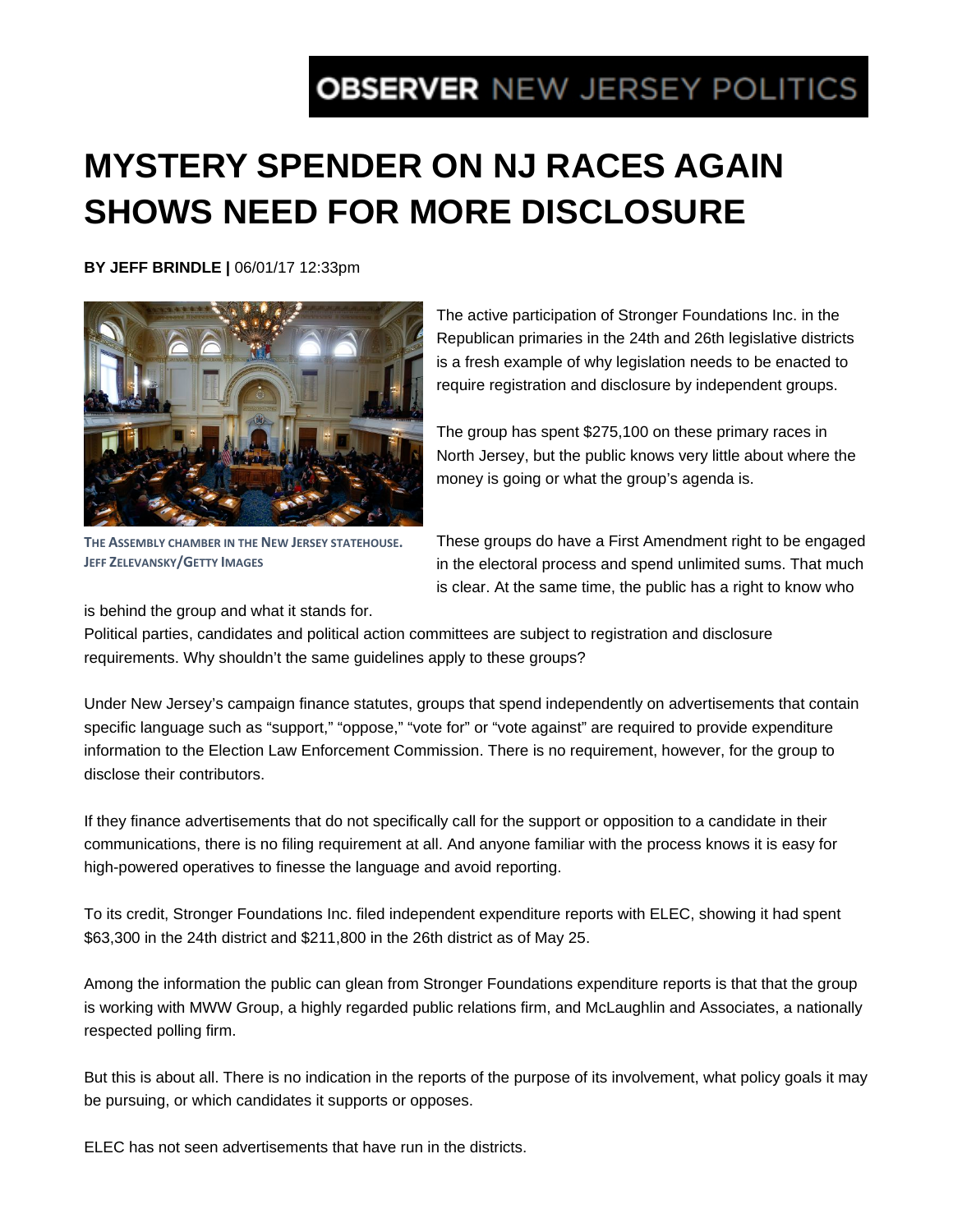OBSERVER NEW JERSEY POLITICS

# MYSTERY SPENDER ON NJ RACES AGAIN SHOWS NEED FOR MORE DISCLOSURE

**BY JEFF BRINDLE |** 06/01/17 12:33pm

THE ASSEMBLY CHAMBER IN THE NEW JERSEY STATEHOUSE. JEFF ZELEVANSKY/GETTY IMAGES

The active participation of Stronger Foundations Inc. in the Republican primaries in the 24th and 26th legislative districts is a fresh example of why legislation needs to be enacted to require registration and disclosure by independent groups.

The group has spent $275,100 on these primary races in North Jersey, but the public knows very little about where the money is going or what the group's agenda is.

These groups do have a First Amendment right to be engaged in the electoral process and spend unlimited sums. That much is clear. At the same time, the public has a right to know who is behind the group and what it stands for.

Political parties, candidates and political action committees are subject to registration and disclosure requirements. Why shouldn't the same guidelines apply to these groups?

Under New Jersey's campaign finance statutes, groups that spend independently on advertisements that contain specific language such as "support," "oppose," "vote for" or "vote against" are required to provide expenditure information to the Election Law Enforcement Commission. There is no requirement, however, for the group to disclose their contributors.

If they finance advertisements that do not specifically call for the support or opposition to a candidate in their communications, there is no filing requirement at all. And anyone familiar with the process knows it is easy for high-powered operatives to finesse the language and avoid reporting.

To its credit, Stronger Foundations Inc. filed independent expenditure reports with ELEC, showing it had spent $63,300 in the 24th district and $211,800 in the 26th district as of May 25.

Among the information the public can glean from Stronger Foundations expenditure reports is that that the group is working with MWW Group, a highly regarded public relations firm, and McLaughlin and Associates, a nationally respected polling firm.

But this is about all. There is no indication in the reports of the purpose of its involvement, what policy goals it may be pursuing, or which candidates it supports or opposes.

ELEC has not seen advertisements that have run in the districts.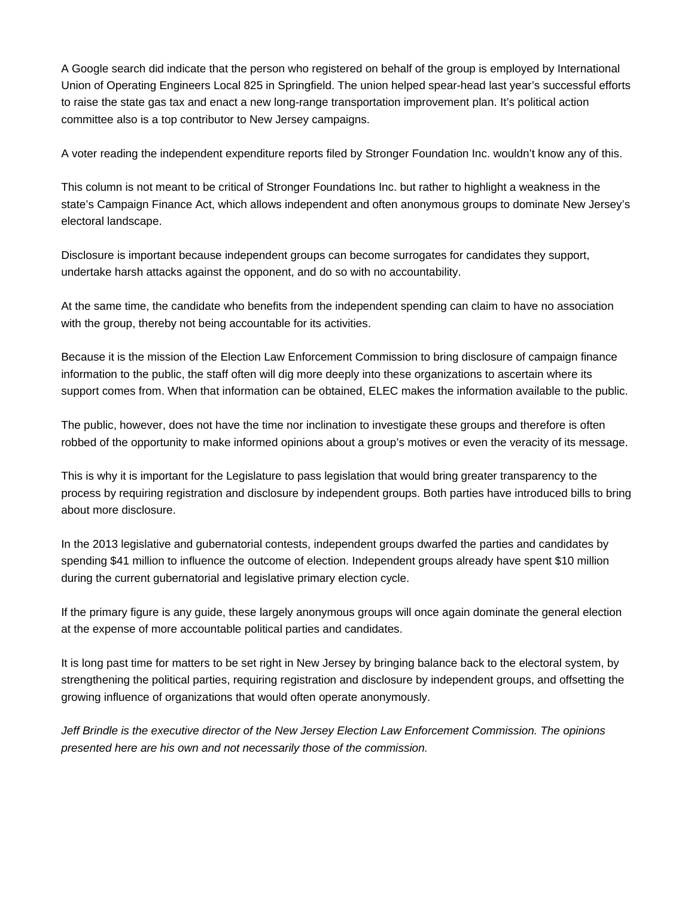A Google search did indicate that the person who registered on behalf of the group is employed by International Union of Operating Engineers Local 825 in Springfield. The union helped spear-head last year's successful efforts to raise the state gas tax and enact a new long-range transportation improvement plan. It's political action committee also is a top contributor to New Jersey campaigns.

A voter reading the independent expenditure reports filed by Stronger Foundation Inc. wouldn't know any of this.

This column is not meant to be critical of Stronger Foundations Inc. but rather to highlight a weakness in the state's Campaign Finance Act, which allows independent and often anonymous groups to dominate New Jersey's electoral landscape.

Disclosure is important because independent groups can become surrogates for candidates they support, undertake harsh attacks against the opponent, and do so with no accountability.

At the same time, the candidate who benefits from the independent spending can claim to have no association with the group, thereby not being accountable for its activities.

Because it is the mission of the Election Law Enforcement Commission to bring disclosure of campaign finance information to the public, the staff often will dig more deeply into these organizations to ascertain where its support comes from. When that information can be obtained, ELEC makes the information available to the public.

The public, however, does not have the time nor inclination to investigate these groups and therefore is often robbed of the opportunity to make informed opinions about a group's motives or even the veracity of its message.

This is why it is important for the Legislature to pass legislation that would bring greater transparency to the process by requiring registration and disclosure by independent groups. Both parties have introduced bills to bring about more disclosure.

In the 2013 legislative and gubernatorial contests, independent groups dwarfed the parties and candidates by spending $41 million to influence the outcome of election. Independent groups already have spent $10 million during the current gubernatorial and legislative primary election cycle.

If the primary figure is any guide, these largely anonymous groups will once again dominate the general election at the expense of more accountable political parties and candidates.

It is long past time for matters to be set right in New Jersey by bringing balance back to the electoral system, by strengthening the political parties, requiring registration and disclosure by independent groups, and offsetting the growing influence of organizations that would often operate anonymously.

*Jeff Brindle is the executive director of the New Jersey Election Law Enforcement Commission. The opinions presented here are his own and not necessarily those of the commission.*